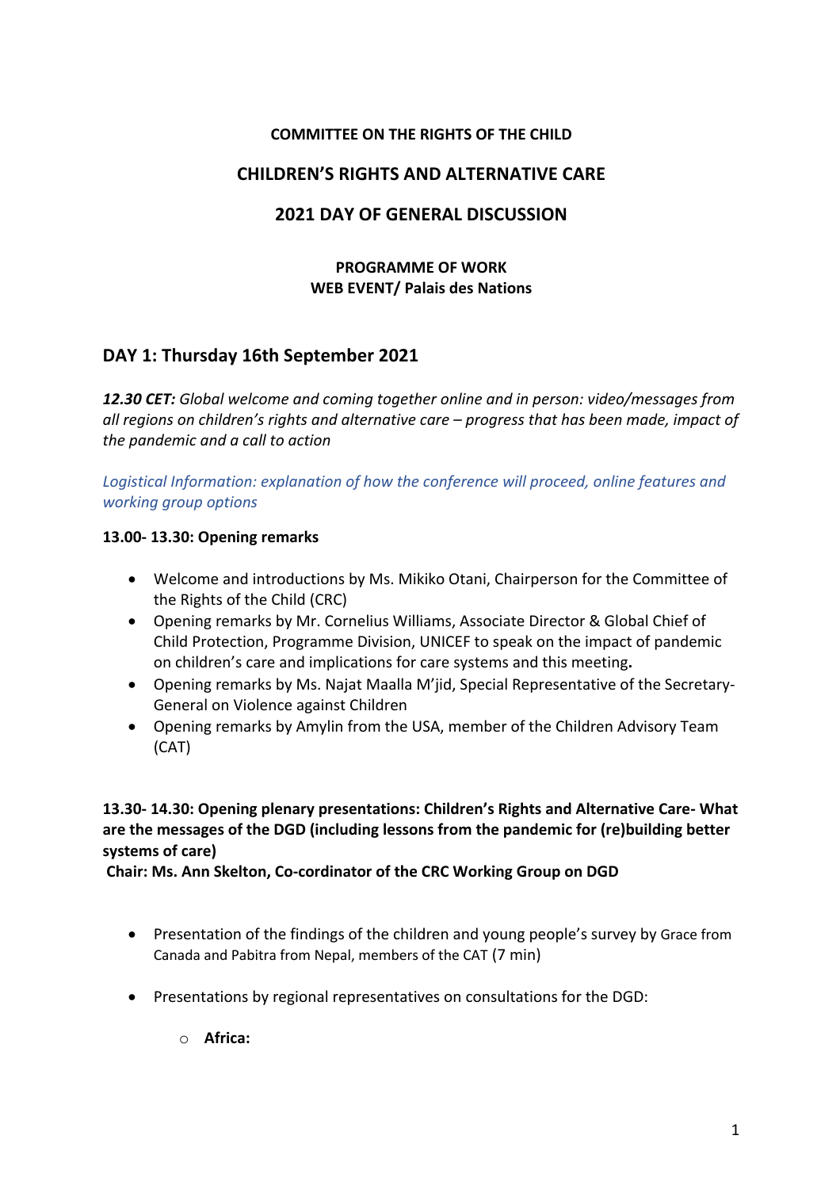**COMMITTEE ON THE RIGHTS OF THE CHILD**

# CHILDREN'S RIGHTS AND ALTERNATIVE CARE

# 2021 DAY OF GENERAL DISCUSSION

**PROGRAMME OF WORK**
**WEB EVENT/ Palais des Nations**

## DAY 1: Thursday 16th September 2021

***12.30 CET:*** *Global welcome and coming together online and in person: video/messages from all regions on children's rights and alternative care – progress that has been made, impact of the pandemic and a call to action*

*Logistical Information: explanation of how the conference will proceed, online features and working group options*

**13.00- 13.30: Opening remarks**

- Welcome and introductions by Ms. Mikiko Otani, Chairperson for the Committee of the Rights of the Child (CRC)
- Opening remarks by Mr. Cornelius Williams, Associate Director & Global Chief of Child Protection, Programme Division, UNICEF to speak on the impact of pandemic on children's care and implications for care systems and this meeting**.**
- Opening remarks by Ms. Najat Maalla M'jid, Special Representative of the Secretary-General on Violence against Children
- Opening remarks by Amylin from the USA, member of the Children Advisory Team (CAT)

**13.30- 14.30: Opening plenary presentations: Children's Rights and Alternative Care- What are the messages of the DGD (including lessons from the pandemic for (re)building better systems of care)**
**Chair: Ms. Ann Skelton, Co-cordinator of the CRC Working Group on DGD**

- Presentation of the findings of the children and young people's survey by Grace from Canada and Pabitra from Nepal, members of the CAT (7 min)
- Presentations by regional representatives on consultations for the DGD:
  - **Africa:**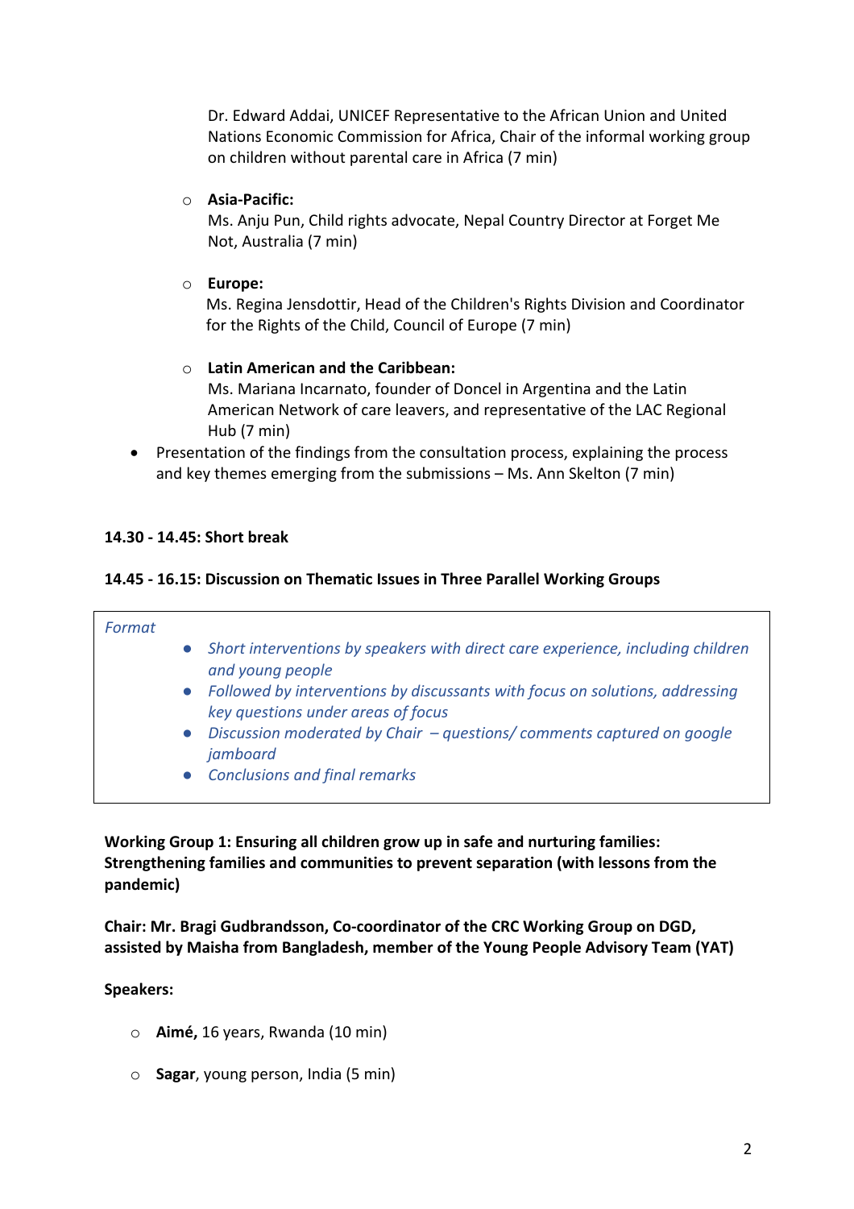Dr. Edward Addai, UNICEF Representative to the African Union and United Nations Economic Commission for Africa, Chair of the informal working group on children without parental care in Africa (7 min)

- **Asia-Pacific:**
  Ms. Anju Pun, Child rights advocate, Nepal Country Director at Forget Me Not, Australia (7 min)

- **Europe:**
  Ms. Regina Jensdottir, Head of the Children's Rights Division and Coordinator for the Rights of the Child, Council of Europe (7 min)

- **Latin American and the Caribbean:**
  Ms. Mariana Incarnato, founder of Doncel in Argentina and the Latin American Network of care leavers, and representative of the LAC Regional Hub (7 min)

- Presentation of the findings from the consultation process, explaining the process and key themes emerging from the submissions – Ms. Ann Skelton (7 min)

**14.30 - 14.45: Short break**

**14.45 - 16.15: Discussion on Thematic Issues in Three Parallel Working Groups**

*Format*

- *Short interventions by speakers with direct care experience, including children and young people*
- *Followed by interventions by discussants with focus on solutions, addressing key questions under areas of focus*
- *Discussion moderated by Chair – questions/ comments captured on google jamboard*
- *Conclusions and final remarks*

**Working Group 1: Ensuring all children grow up in safe and nurturing families: Strengthening families and communities to prevent separation (with lessons from the pandemic)**

**Chair: Mr. Bragi Gudbrandsson, Co-coordinator of the CRC Working Group on DGD, assisted by Maisha from Bangladesh, member of the Young People Advisory Team (YAT)**

**Speakers:**

- **Aimé,** 16 years, Rwanda (10 min)

- **Sagar**, young person, India (5 min)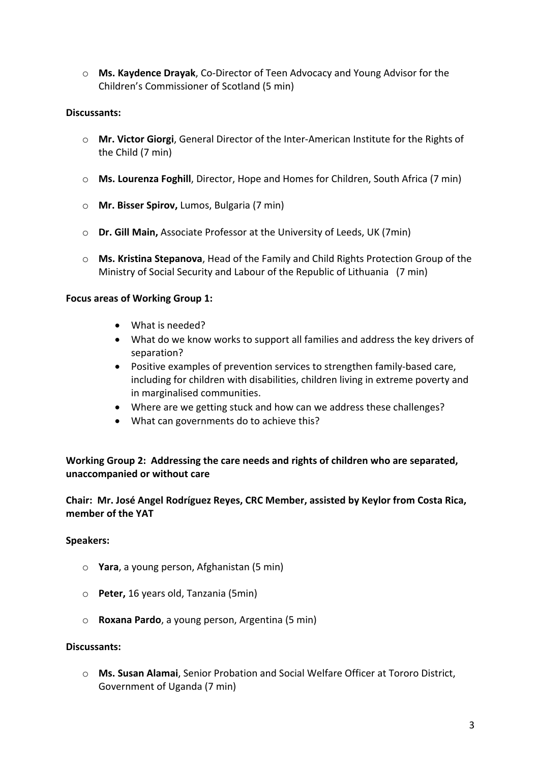- **Ms. Kaydence Drayak**, Co-Director of Teen Advocacy and Young Advisor for the Children's Commissioner of Scotland (5 min)

**Discussants:**

- **Mr. Victor Giorgi**, General Director of the Inter-American Institute for the Rights of the Child (7 min)
- **Ms. Lourenza Foghill**, Director, Hope and Homes for Children, South Africa (7 min)
- **Mr. Bisser Spirov,** Lumos, Bulgaria (7 min)
- **Dr. Gill Main,** Associate Professor at the University of Leeds, UK (7min)
- **Ms. Kristina Stepanova**, Head of the Family and Child Rights Protection Group of the Ministry of Social Security and Labour of the Republic of Lithuania (7 min)

**Focus areas of Working Group 1:**

- What is needed?
- What do we know works to support all families and address the key drivers of separation?
- Positive examples of prevention services to strengthen family-based care, including for children with disabilities, children living in extreme poverty and in marginalised communities.
- Where are we getting stuck and how can we address these challenges?
- What can governments do to achieve this?

**Working Group 2: Addressing the care needs and rights of children who are separated, unaccompanied or without care**

**Chair: Mr. José Angel Rodríguez Reyes, CRC Member, assisted by Keylor from Costa Rica, member of the YAT**

**Speakers:**

- **Yara**, a young person, Afghanistan (5 min)
- **Peter,** 16 years old, Tanzania (5min)
- **Roxana Pardo**, a young person, Argentina (5 min)

**Discussants:**

- **Ms. Susan Alamai**, Senior Probation and Social Welfare Officer at Tororo District, Government of Uganda (7 min)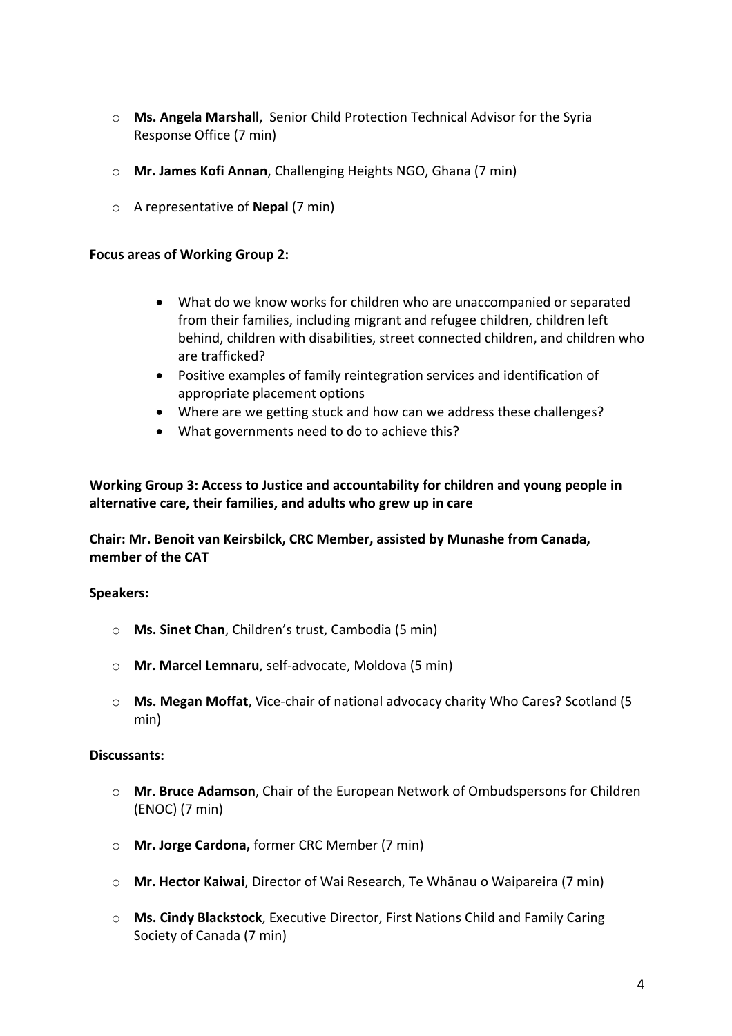- **Ms. Angela Marshall**, Senior Child Protection Technical Advisor for the Syria Response Office (7 min)
- **Mr. James Kofi Annan**, Challenging Heights NGO, Ghana (7 min)
- A representative of **Nepal** (7 min)

**Focus areas of Working Group 2:**

- What do we know works for children who are unaccompanied or separated from their families, including migrant and refugee children, children left behind, children with disabilities, street connected children, and children who are trafficked?
- Positive examples of family reintegration services and identification of appropriate placement options
- Where are we getting stuck and how can we address these challenges?
- What governments need to do to achieve this?

**Working Group 3: Access to Justice and accountability for children and young people in alternative care, their families, and adults who grew up in care**

**Chair: Mr. Benoit van Keirsbilck, CRC Member, assisted by Munashe from Canada, member of the CAT**

**Speakers:**

- **Ms. Sinet Chan**, Children's trust, Cambodia (5 min)
- **Mr. Marcel Lemnaru**, self-advocate, Moldova (5 min)
- **Ms. Megan Moffat**, Vice-chair of national advocacy charity Who Cares? Scotland (5 min)

**Discussants:**

- **Mr. Bruce Adamson**, Chair of the European Network of Ombudspersons for Children (ENOC) (7 min)
- **Mr. Jorge Cardona,** former CRC Member (7 min)
- **Mr. Hector Kaiwai**, Director of Wai Research, Te Whānau o Waipareira (7 min)
- **Ms. Cindy Blackstock**, Executive Director, First Nations Child and Family Caring Society of Canada (7 min)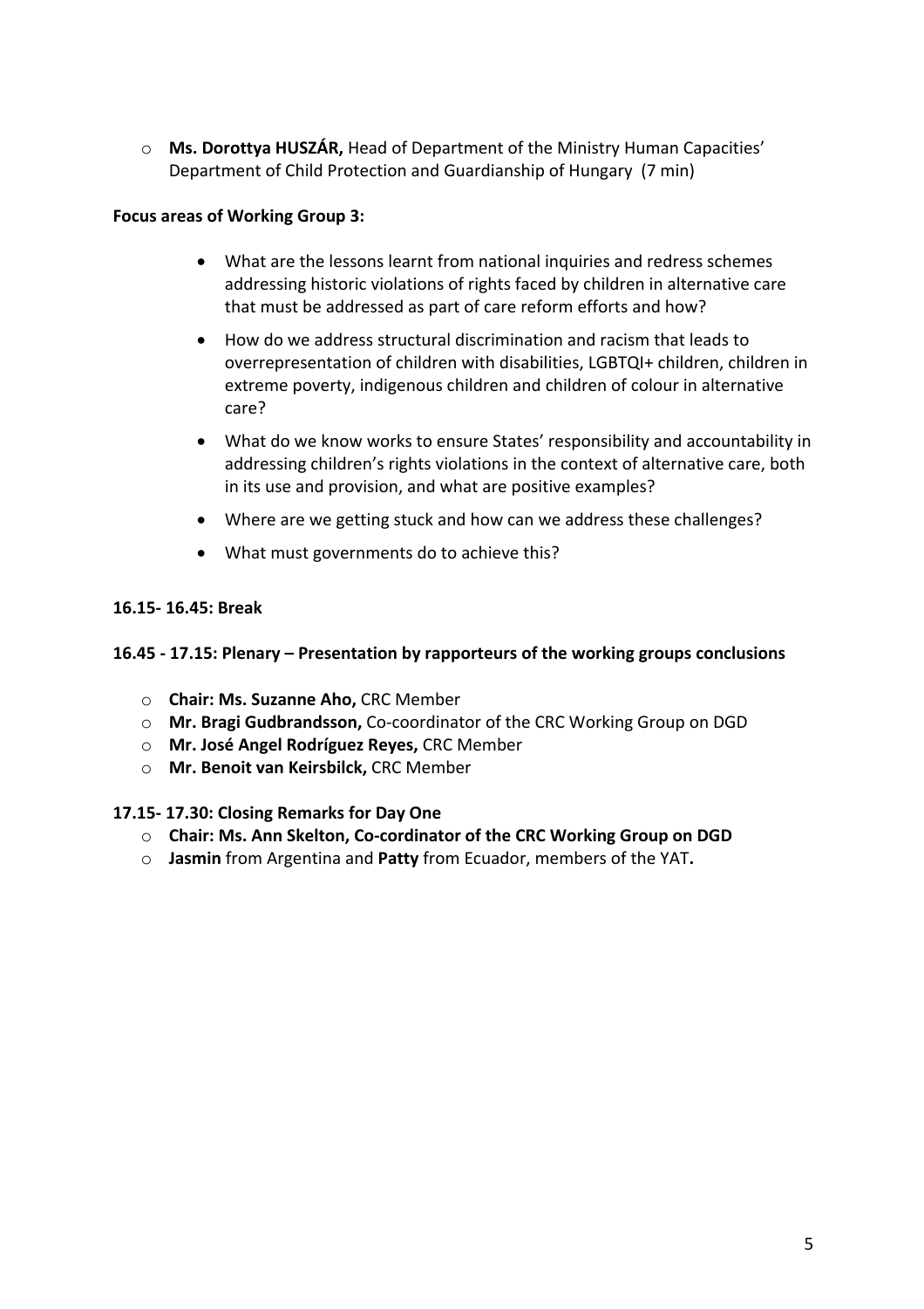- **Ms. Dorottya HUSZÁR,** Head of Department of the Ministry Human Capacities' Department of Child Protection and Guardianship of Hungary (7 min)

**Focus areas of Working Group 3:**

- What are the lessons learnt from national inquiries and redress schemes addressing historic violations of rights faced by children in alternative care that must be addressed as part of care reform efforts and how?
- How do we address structural discrimination and racism that leads to overrepresentation of children with disabilities, LGBTQI+ children, children in extreme poverty, indigenous children and children of colour in alternative care?
- What do we know works to ensure States' responsibility and accountability in addressing children's rights violations in the context of alternative care, both in its use and provision, and what are positive examples?
- Where are we getting stuck and how can we address these challenges?
- What must governments do to achieve this?

**16.15- 16.45: Break**

**16.45 - 17.15: Plenary – Presentation by rapporteurs of the working groups conclusions**

- **Chair: Ms. Suzanne Aho,** CRC Member
- **Mr. Bragi Gudbrandsson,** Co-coordinator of the CRC Working Group on DGD
- **Mr. José Angel Rodríguez Reyes,** CRC Member
- **Mr. Benoit van Keirsbilck,** CRC Member

**17.15- 17.30: Closing Remarks for Day One**

- **Chair: Ms. Ann Skelton, Co-cordinator of the CRC Working Group on DGD**
- **Jasmin** from Argentina and **Patty** from Ecuador, members of the YAT**.**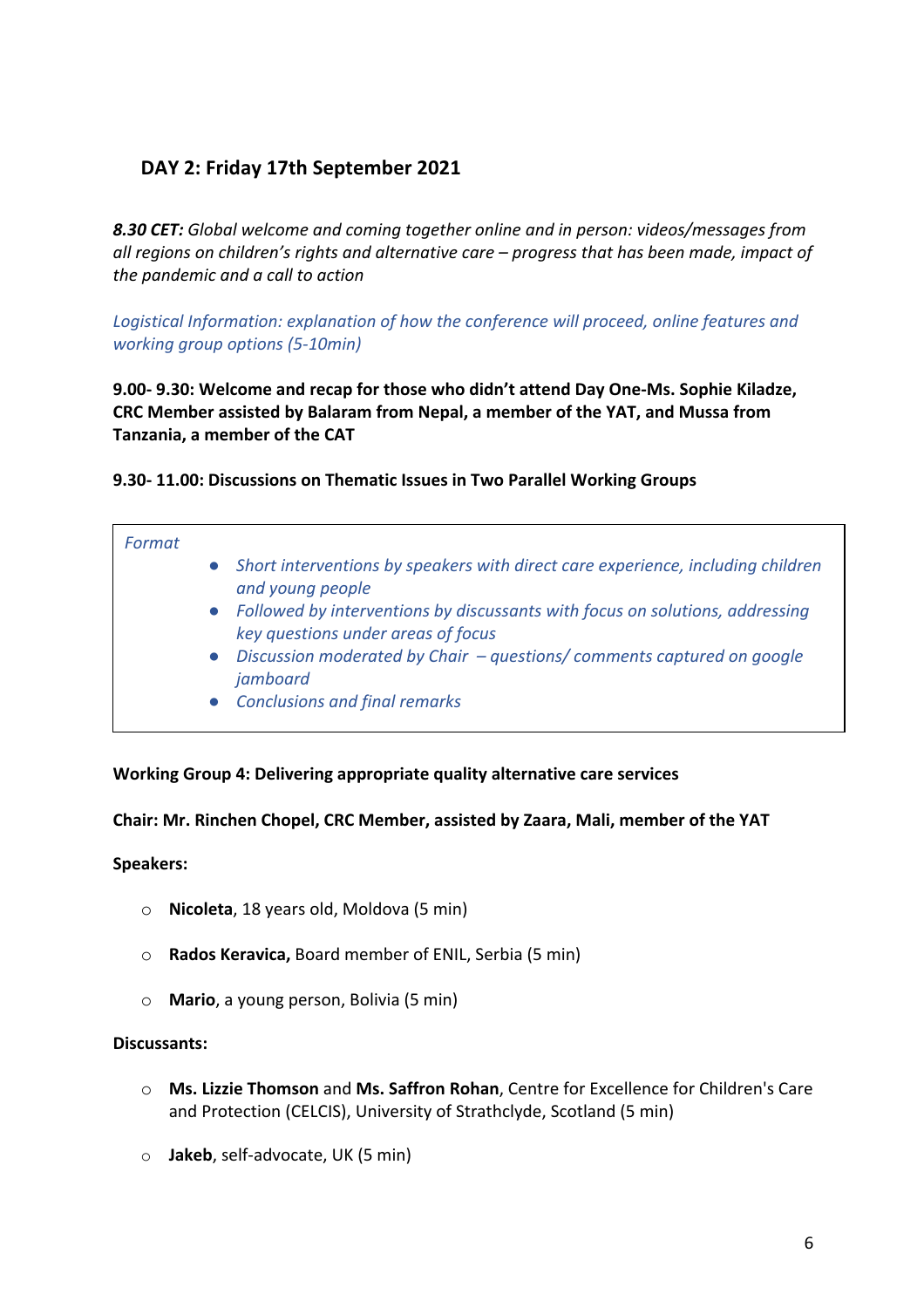## DAY 2: Friday 17th September 2021

***8.30 CET:*** *Global welcome and coming together online and in person: videos/messages from all regions on children's rights and alternative care – progress that has been made, impact of the pandemic and a call to action*

*Logistical Information: explanation of how the conference will proceed, online features and working group options (5-10min)*

**9.00- 9.30: Welcome and recap for those who didn't attend Day One-Ms. Sophie Kiladze, CRC Member assisted by Balaram from Nepal, a member of the YAT, and Mussa from Tanzania, a member of the CAT**

**9.30- 11.00: Discussions on Thematic Issues in Two Parallel Working Groups**

> *Format*
>
> - *Short interventions by speakers with direct care experience, including children and young people*
> - *Followed by interventions by discussants with focus on solutions, addressing key questions under areas of focus*
> - *Discussion moderated by Chair – questions/ comments captured on google jamboard*
> - *Conclusions and final remarks*

**Working Group 4: Delivering appropriate quality alternative care services**

**Chair: Mr. Rinchen Chopel, CRC Member, assisted by Zaara, Mali, member of the YAT**

**Speakers:**

- **Nicoleta**, 18 years old, Moldova (5 min)
- **Rados Keravica,** Board member of ENIL, Serbia (5 min)
- **Mario**, a young person, Bolivia (5 min)

**Discussants:**

- **Ms. Lizzie Thomson** and **Ms. Saffron Rohan**, Centre for Excellence for Children's Care and Protection (CELCIS), University of Strathclyde, Scotland (5 min)
- **Jakeb**, self-advocate, UK (5 min)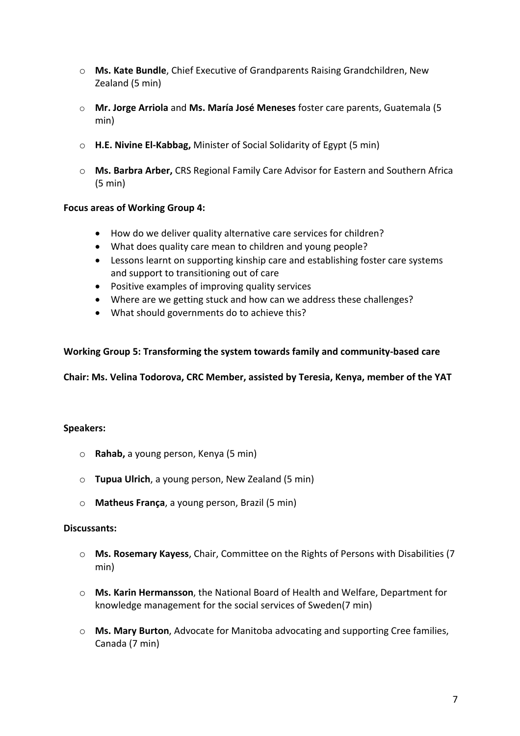- **Ms. Kate Bundle**, Chief Executive of Grandparents Raising Grandchildren, New Zealand (5 min)
- **Mr. Jorge Arriola** and **Ms. María José Meneses** foster care parents, Guatemala (5 min)
- **H.E. Nivine El-Kabbag,** Minister of Social Solidarity of Egypt (5 min)
- **Ms. Barbra Arber,** CRS Regional Family Care Advisor for Eastern and Southern Africa (5 min)

**Focus areas of Working Group 4:**

- How do we deliver quality alternative care services for children?
- What does quality care mean to children and young people?
- Lessons learnt on supporting kinship care and establishing foster care systems and support to transitioning out of care
- Positive examples of improving quality services
- Where are we getting stuck and how can we address these challenges?
- What should governments do to achieve this?

**Working Group 5: Transforming the system towards family and community-based care**

**Chair: Ms. Velina Todorova, CRC Member, assisted by Teresia, Kenya, member of the YAT**

**Speakers:**

- **Rahab,** a young person, Kenya (5 min)
- **Tupua Ulrich**, a young person, New Zealand (5 min)
- **Matheus França**, a young person, Brazil (5 min)

**Discussants:**

- **Ms. Rosemary Kayess**, Chair, Committee on the Rights of Persons with Disabilities (7 min)
- **Ms. Karin Hermansson**, the National Board of Health and Welfare, Department for knowledge management for the social services of Sweden(7 min)
- **Ms. Mary Burton**, Advocate for Manitoba advocating and supporting Cree families, Canada (7 min)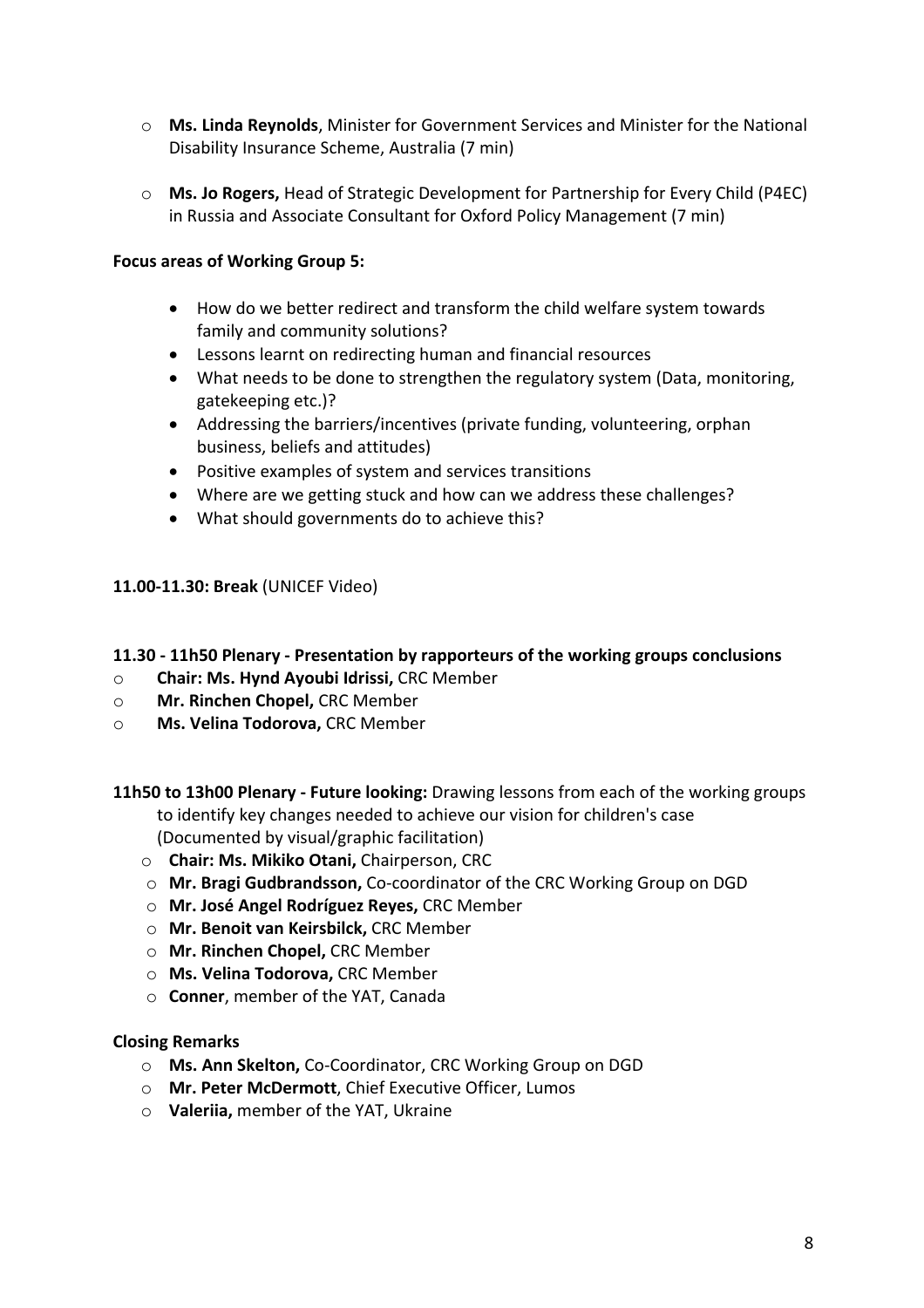- **Ms. Linda Reynolds**, Minister for Government Services and Minister for the National Disability Insurance Scheme, Australia (7 min)
- **Ms. Jo Rogers,** Head of Strategic Development for Partnership for Every Child (P4EC) in Russia and Associate Consultant for Oxford Policy Management (7 min)

**Focus areas of Working Group 5:**

- How do we better redirect and transform the child welfare system towards family and community solutions?
- Lessons learnt on redirecting human and financial resources
- What needs to be done to strengthen the regulatory system (Data, monitoring, gatekeeping etc.)?
- Addressing the barriers/incentives (private funding, volunteering, orphan business, beliefs and attitudes)
- Positive examples of system and services transitions
- Where are we getting stuck and how can we address these challenges?
- What should governments do to achieve this?

**11.00-11.30: Break** (UNICEF Video)

**11.30 - 11h50 Plenary - Presentation by rapporteurs of the working groups conclusions**

- **Chair: Ms. Hynd Ayoubi Idrissi,** CRC Member
- **Mr. Rinchen Chopel,** CRC Member
- **Ms. Velina Todorova,** CRC Member

**11h50 to 13h00 Plenary - Future looking:** Drawing lessons from each of the working groups to identify key changes needed to achieve our vision for children's case (Documented by visual/graphic facilitation)

- **Chair: Ms. Mikiko Otani,** Chairperson, CRC
- **Mr. Bragi Gudbrandsson,** Co-coordinator of the CRC Working Group on DGD
- **Mr. José Angel Rodríguez Reyes,** CRC Member
- **Mr. Benoit van Keirsbilck,** CRC Member
- **Mr. Rinchen Chopel,** CRC Member
- **Ms. Velina Todorova,** CRC Member
- **Conner**, member of the YAT, Canada

**Closing Remarks**

- **Ms. Ann Skelton,** Co-Coordinator, CRC Working Group on DGD
- **Mr. Peter McDermott**, Chief Executive Officer, Lumos
- **Valeriia,** member of the YAT, Ukraine